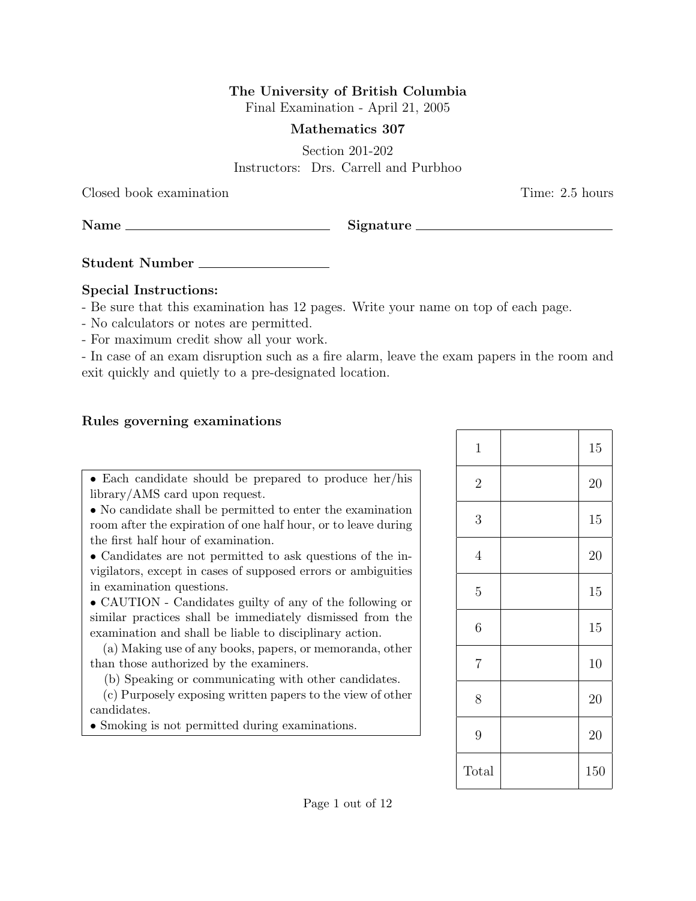**The University of British Columbia**

Final Examination - April 21, 2005

**Mathematics 307**

Section 201-202

Instructors: Drs. Carrell and Purbhoo

Closed book examination — Time: 2.5 hours

**Name** ______________________ **Signature** ______________________

**Student Number** ________________

**Special Instructions:**

- Be sure that this examination has 12 pages. Write your name on top of each page.
- No calculators or notes are permitted.
- For maximum credit show all your work.
- In case of an exam disruption such as a fire alarm, leave the exam papers in the room and exit quickly and quietly to a pre-designated location.

**Rules governing examinations**

- Each candidate should be prepared to produce her/his library/AMS card upon request.
- No candidate shall be permitted to enter the examination room after the expiration of one half hour, or to leave during the first half hour of examination.
- Candidates are not permitted to ask questions of the invigilators, except in cases of supposed errors or ambiguities in examination questions.
- CAUTION - Candidates guilty of any of the following or similar practices shall be immediately dismissed from the examination and shall be liable to disciplinary action.

  (a) Making use of any books, papers, or memoranda, other than those authorized by the examiners.

  (b) Speaking or communicating with other candidates.

  (c) Purposely exposing written papers to the view of other candidates.
- Smoking is not permitted during examinations.

| Question | Score | Points |
|---|---|---|
| 1 | | 15 |
| 2 | | 20 |
| 3 | | 15 |
| 4 | | 20 |
| 5 | | 15 |
| 6 | | 15 |
| 7 | | 10 |
| 8 | | 20 |
| 9 | | 20 |
| Total | | 150 |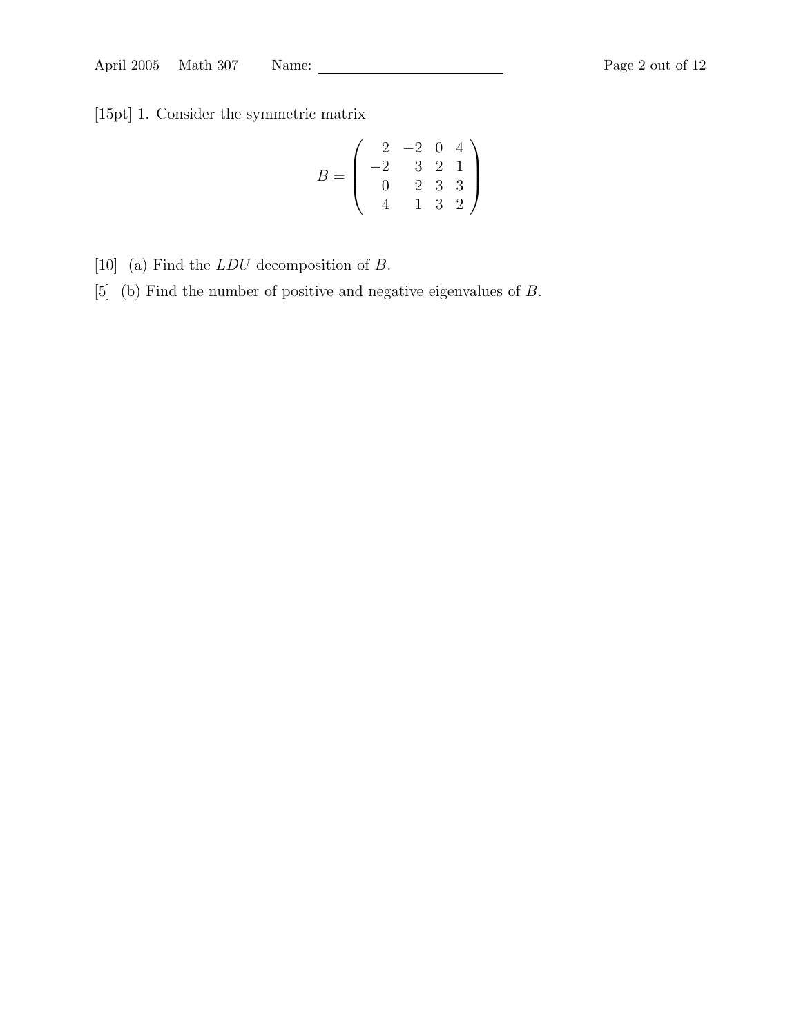[15pt] 1. Consider the symmetric matrix

$$B = \begin{pmatrix} 2 & -2 & 0 & 4 \\ -2 & 3 & 2 & 1 \\ 0 & 2 & 3 & 3 \\ 4 & 1 & 3 & 2 \end{pmatrix}$$

[10] (a) Find the $LDU$ decomposition of $B$.

[5] (b) Find the number of positive and negative eigenvalues of $B$.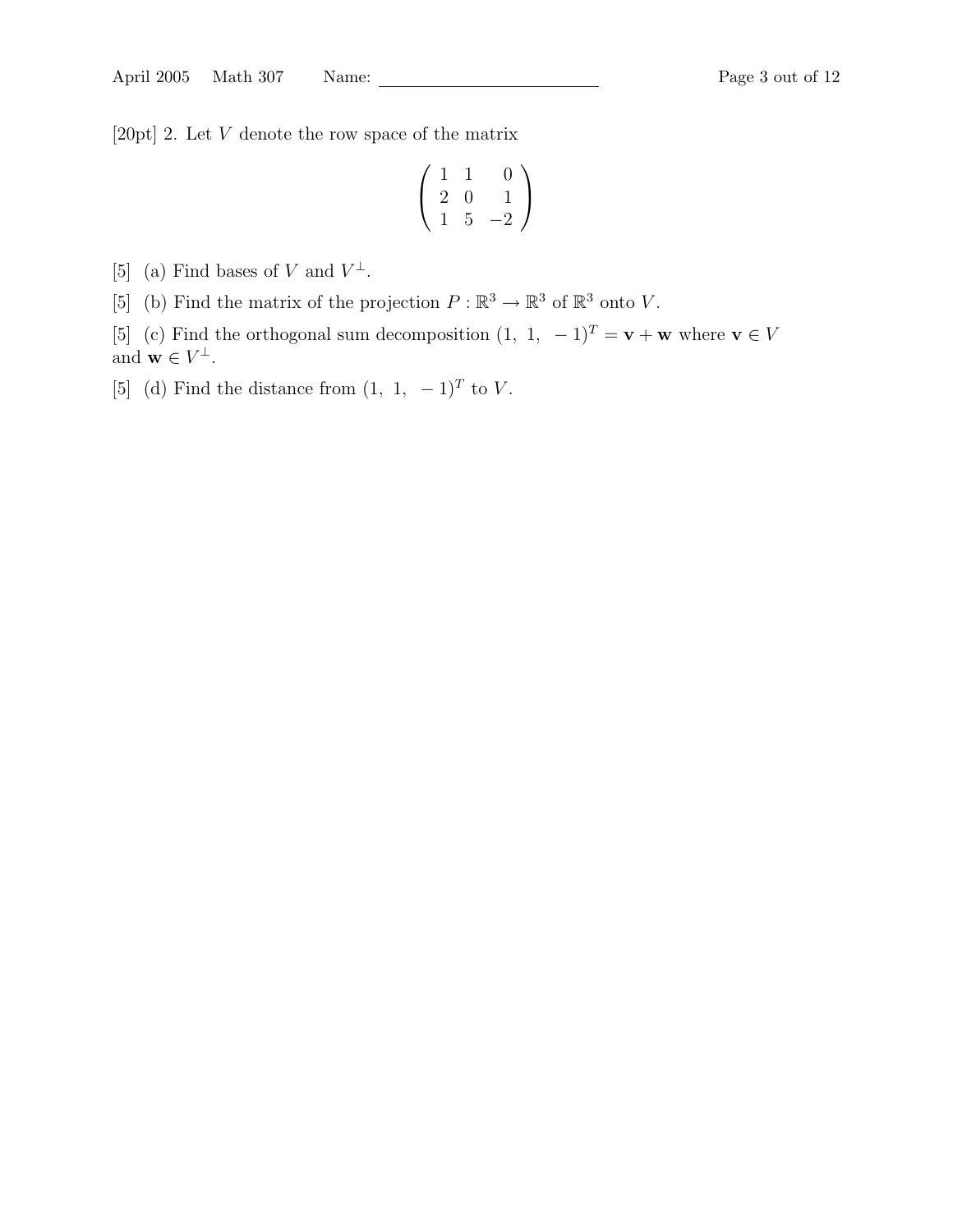[20pt] 2. Let $V$ denote the row space of the matrix

$$\begin{pmatrix} 1 & 1 & 0 \\ 2 & 0 & 1 \\ 1 & 5 & -2 \end{pmatrix}$$

[5] (a) Find bases of $V$ and $V^{\perp}$.

[5] (b) Find the matrix of the projection $P : \mathbb{R}^3 \to \mathbb{R}^3$ of $\mathbb{R}^3$ onto $V$.

[5] (c) Find the orthogonal sum decomposition $(1,\ 1,\ -1)^T = \mathbf{v} + \mathbf{w}$ where $\mathbf{v} \in V$ and $\mathbf{w} \in V^{\perp}$.

[5] (d) Find the distance from $(1,\ 1,\ -1)^T$ to $V$.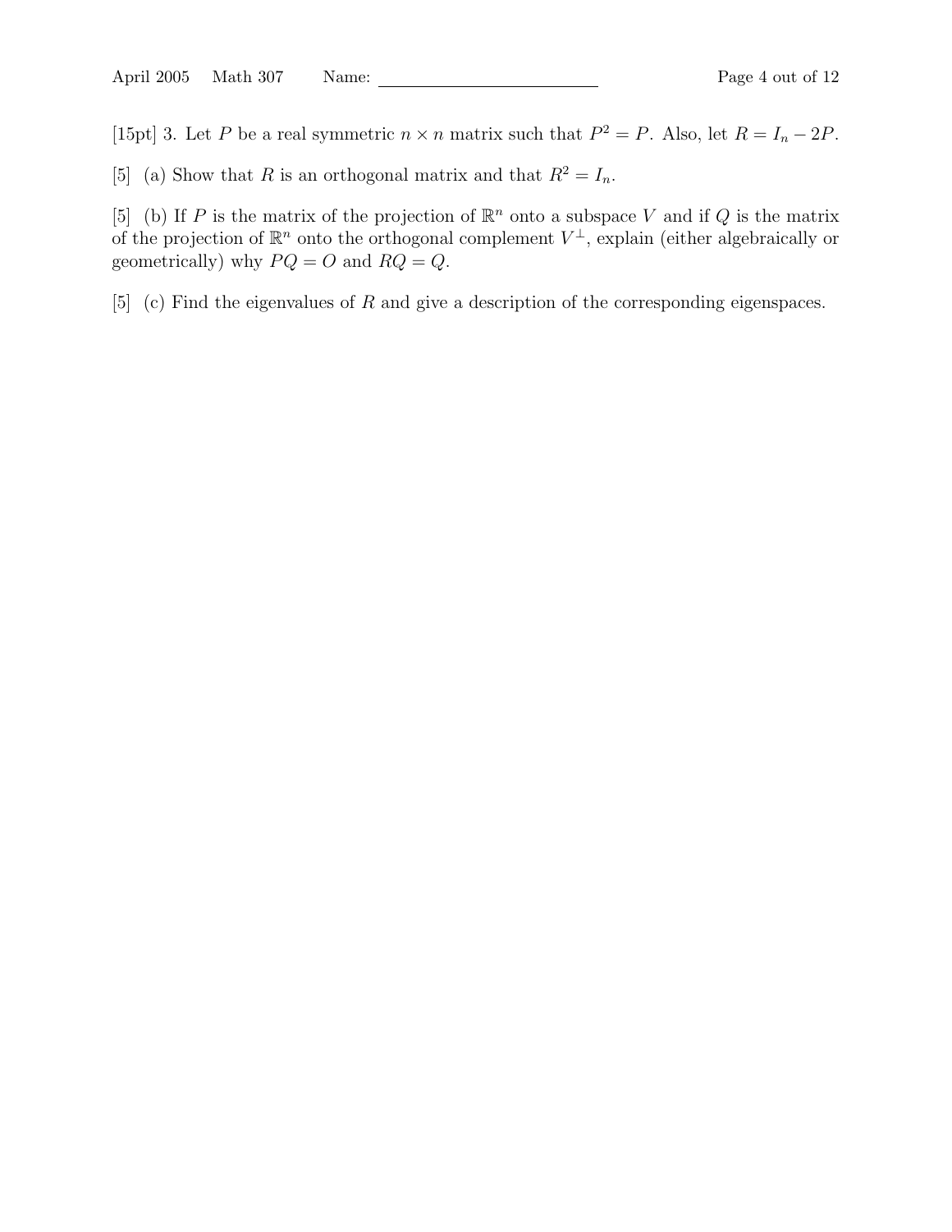[15pt] 3. Let $P$ be a real symmetric $n \times n$ matrix such that $P^2 = P$. Also, let $R = I_n - 2P$.

[5] (a) Show that $R$ is an orthogonal matrix and that $R^2 = I_n$.

[5] (b) If $P$ is the matrix of the projection of $\mathbb{R}^n$ onto a subspace $V$ and if $Q$ is the matrix of the projection of $\mathbb{R}^n$ onto the orthogonal complement $V^\perp$, explain (either algebraically or geometrically) why $PQ = O$ and $RQ = Q$.

[5] (c) Find the eigenvalues of $R$ and give a description of the corresponding eigenspaces.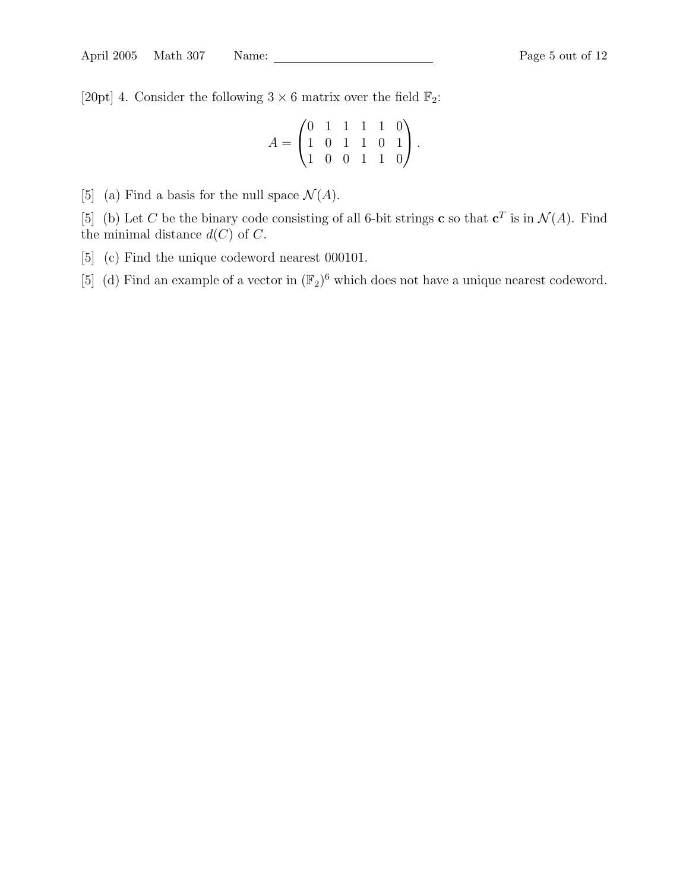[20pt] 4. Consider the following $3 \times 6$ matrix over the field $\mathbb{F}_2$:

$$A = \begin{pmatrix} 0 & 1 & 1 & 1 & 1 & 0 \\ 1 & 0 & 1 & 1 & 0 & 1 \\ 1 & 0 & 0 & 1 & 1 & 0 \end{pmatrix}.$$

[5] (a) Find a basis for the null space $\mathcal{N}(A)$.

[5] (b) Let $C$ be the binary code consisting of all 6-bit strings $\mathbf{c}$ so that $\mathbf{c}^T$ is in $\mathcal{N}(A)$. Find the minimal distance $d(C)$ of $C$.

[5] (c) Find the unique codeword nearest 000101.

[5] (d) Find an example of a vector in $(\mathbb{F}_2)^6$ which does not have a unique nearest codeword.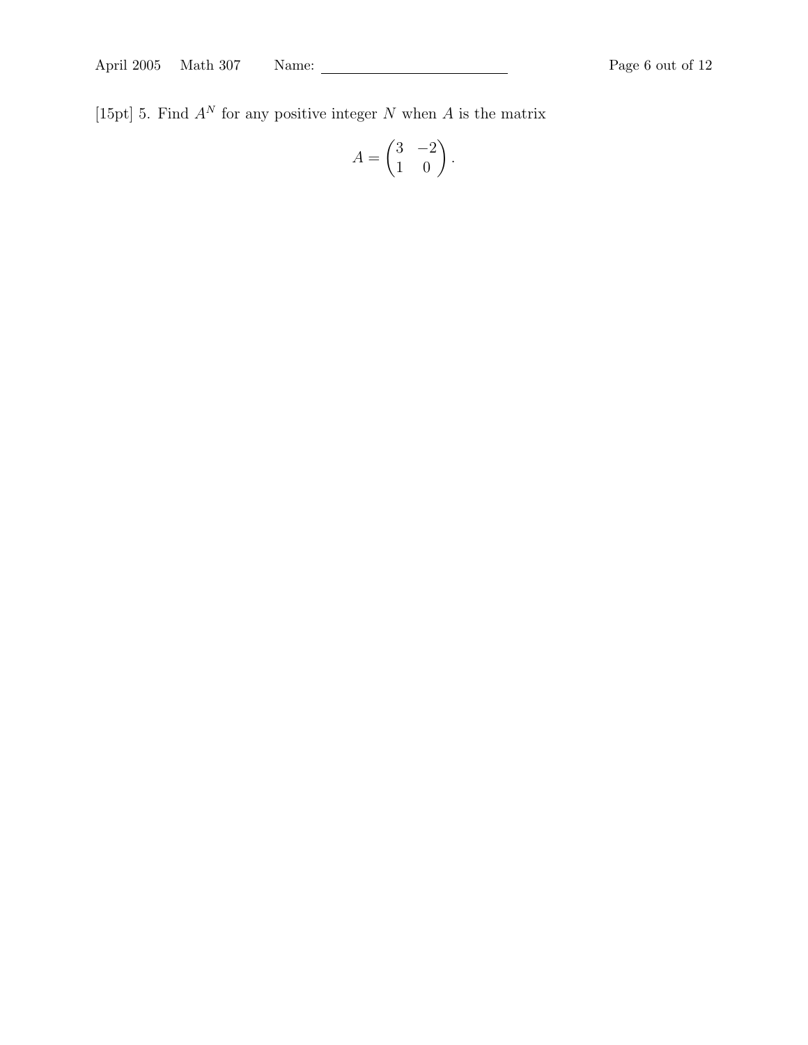[15pt] 5. Find $A^N$ for any positive integer $N$ when $A$ is the matrix

$$A = \begin{pmatrix} 3 & -2 \\ 1 & 0 \end{pmatrix}.$$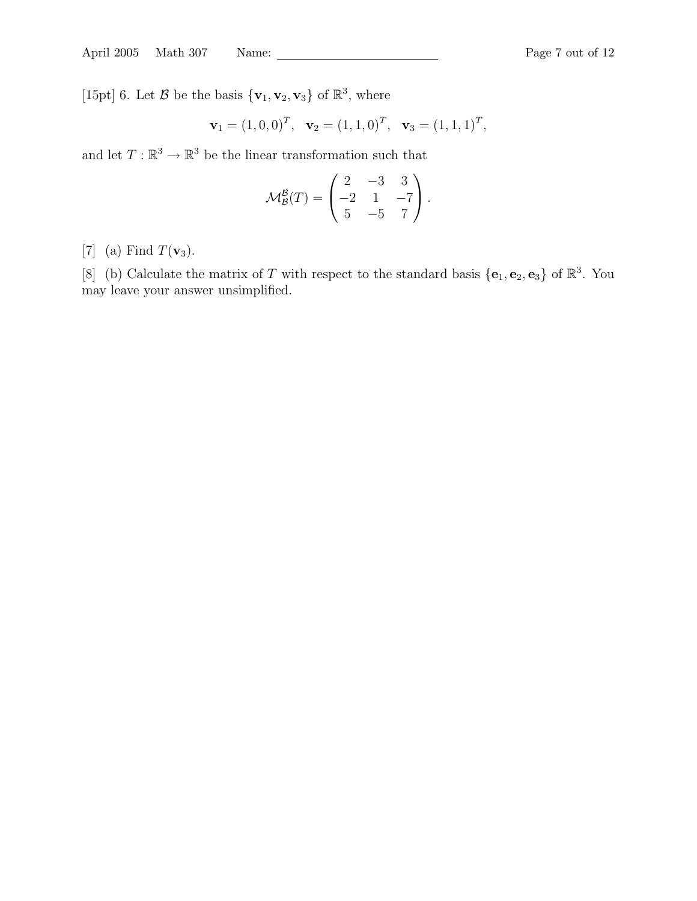[15pt] 6. Let $\mathcal{B}$ be the basis $\{\mathbf{v}_1, \mathbf{v}_2, \mathbf{v}_3\}$ of $\mathbb{R}^3$, where

$$\mathbf{v}_1 = (1, 0, 0)^T, \quad \mathbf{v}_2 = (1, 1, 0)^T, \quad \mathbf{v}_3 = (1, 1, 1)^T,$$

and let $T : \mathbb{R}^3 \to \mathbb{R}^3$ be the linear transformation such that

$$\mathcal{M}_{\mathcal{B}}^{\mathcal{B}}(T) = \begin{pmatrix} 2 & -3 & 3 \\ -2 & 1 & -7 \\ 5 & -5 & 7 \end{pmatrix}.$$

[7] (a) Find $T(\mathbf{v}_3)$.

[8] (b) Calculate the matrix of $T$ with respect to the standard basis $\{\mathbf{e}_1, \mathbf{e}_2, \mathbf{e}_3\}$ of $\mathbb{R}^3$. You may leave your answer unsimplified.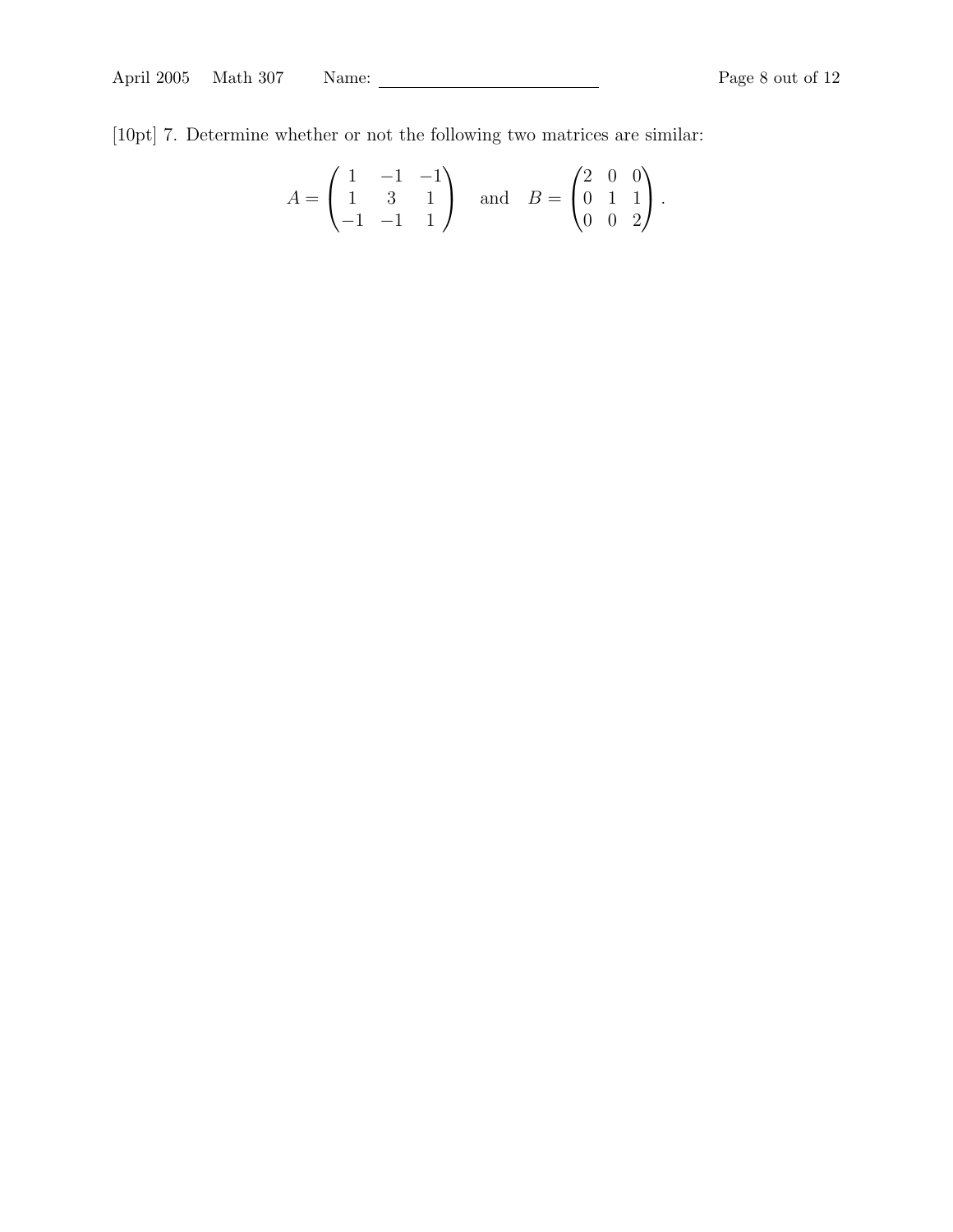[10pt] 7. Determine whether or not the following two matrices are similar:

$$A = \begin{pmatrix} 1 & -1 & -1 \\ 1 & 3 & 1 \\ -1 & -1 & 1 \end{pmatrix} \quad \text{and} \quad B = \begin{pmatrix} 2 & 0 & 0 \\ 0 & 1 & 1 \\ 0 & 0 & 2 \end{pmatrix}.$$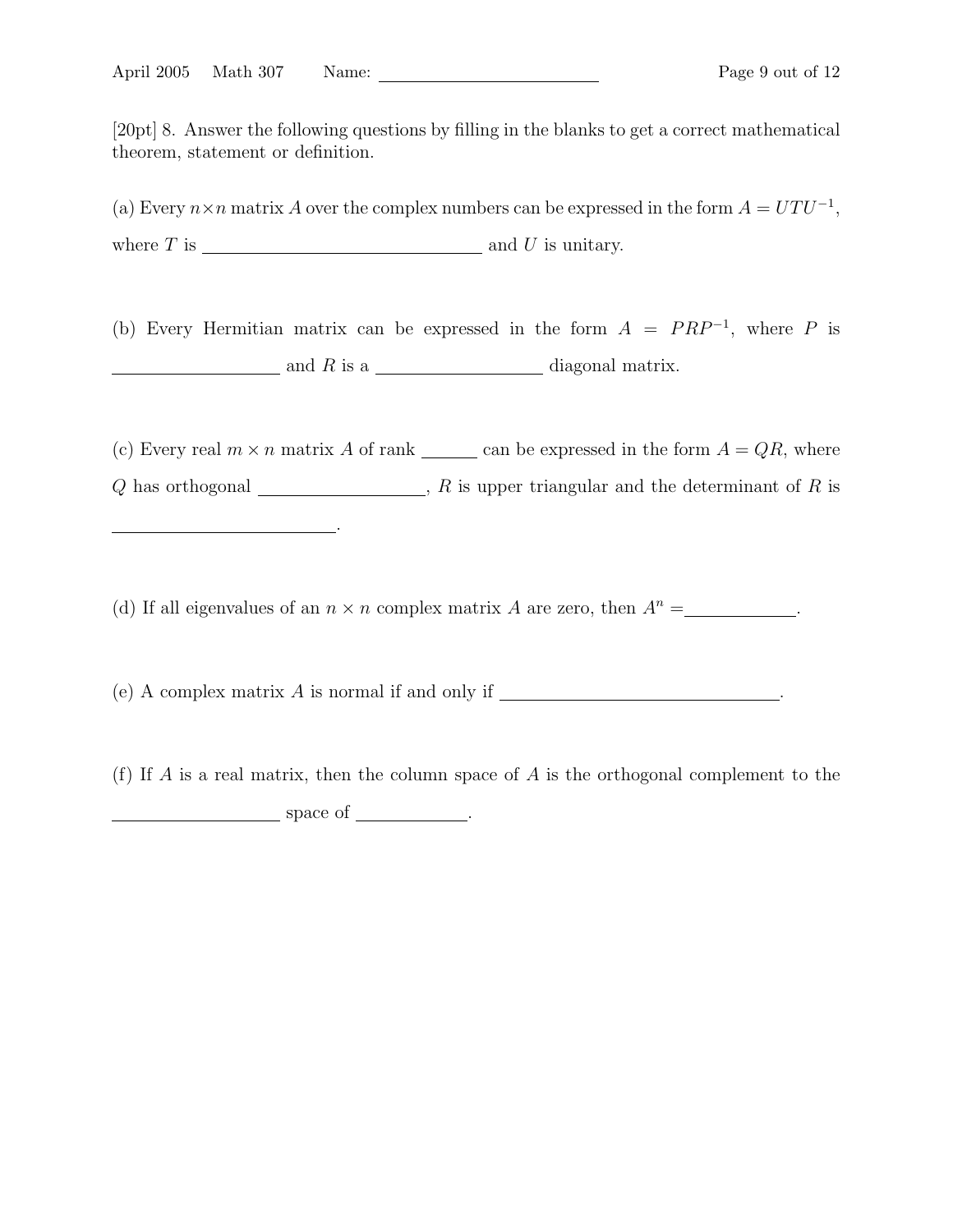[20pt] 8. Answer the following questions by filling in the blanks to get a correct mathematical theorem, statement or definition.

(a) Every $n \times n$ matrix $A$ over the complex numbers can be expressed in the form $A = UTU^{-1}$, where $T$ is \_\_\_\_\_\_\_\_\_\_\_\_\_\_\_\_\_\_\_\_\_\_\_\_\_\_\_\_ and $U$ is unitary.

(b) Every Hermitian matrix can be expressed in the form $A = PRP^{-1}$, where $P$ is \_\_\_\_\_\_\_\_\_\_\_\_\_\_\_\_ and $R$ is a \_\_\_\_\_\_\_\_\_\_\_\_\_\_\_\_ diagonal matrix.

(c) Every real $m \times n$ matrix $A$ of rank \_\_\_\_\_\_ can be expressed in the form $A = QR$, where $Q$ has orthogonal \_\_\_\_\_\_\_\_\_\_\_\_\_\_\_\_, $R$ is upper triangular and the determinant of $R$ is \_\_\_\_\_\_\_\_\_\_\_\_\_\_\_\_\_\_\_\_\_\_.

(d) If all eigenvalues of an $n \times n$ complex matrix $A$ are zero, then $A^n =$ \_\_\_\_\_\_\_\_\_\_.

(e) A complex matrix $A$ is normal if and only if \_\_\_\_\_\_\_\_\_\_\_\_\_\_\_\_\_\_\_\_\_\_\_\_\_\_\_\_.

(f) If $A$ is a real matrix, then the column space of $A$ is the orthogonal complement to the \_\_\_\_\_\_\_\_\_\_\_\_\_\_\_\_ space of \_\_\_\_\_\_\_\_\_\_.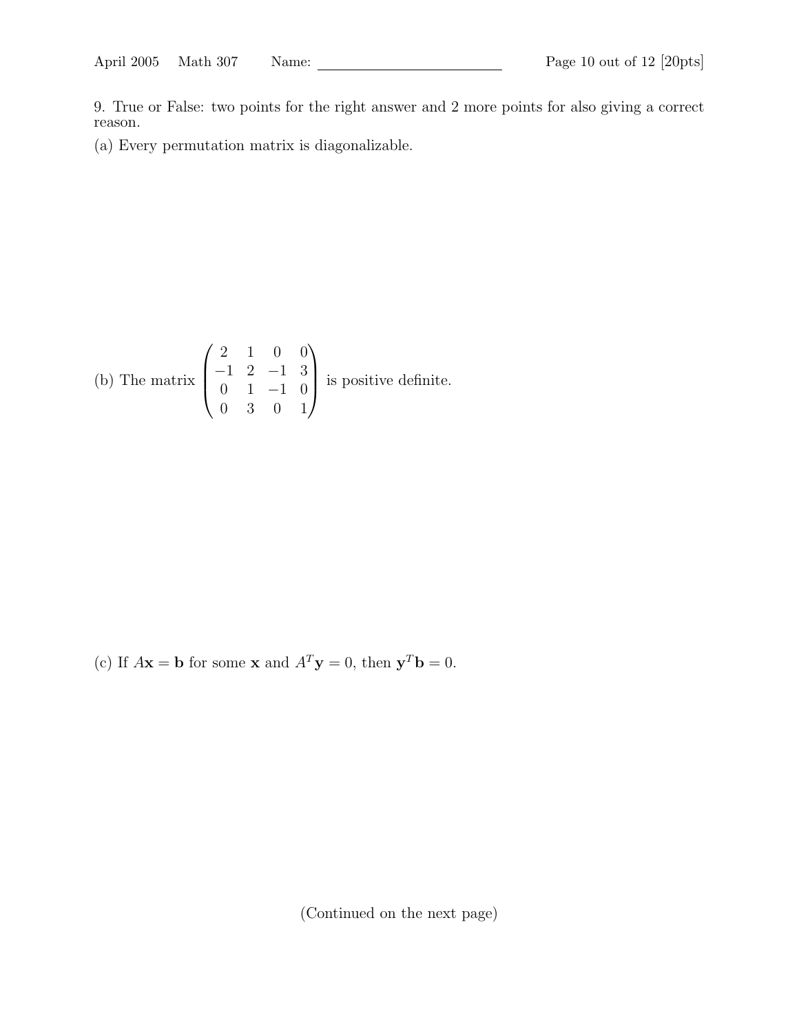9. True or False: two points for the right answer and 2 more points for also giving a correct reason.

(a) Every permutation matrix is diagonalizable.

(b) The matrix $\begin{pmatrix} 2 & 1 & 0 & 0 \\ -1 & 2 & -1 & 3 \\ 0 & 1 & -1 & 0 \\ 0 & 3 & 0 & 1 \end{pmatrix}$ is positive definite.

(c) If $A\mathbf{x} = \mathbf{b}$ for some $\mathbf{x}$ and $A^T\mathbf{y} = 0$, then $\mathbf{y}^T\mathbf{b} = 0$.

(Continued on the next page)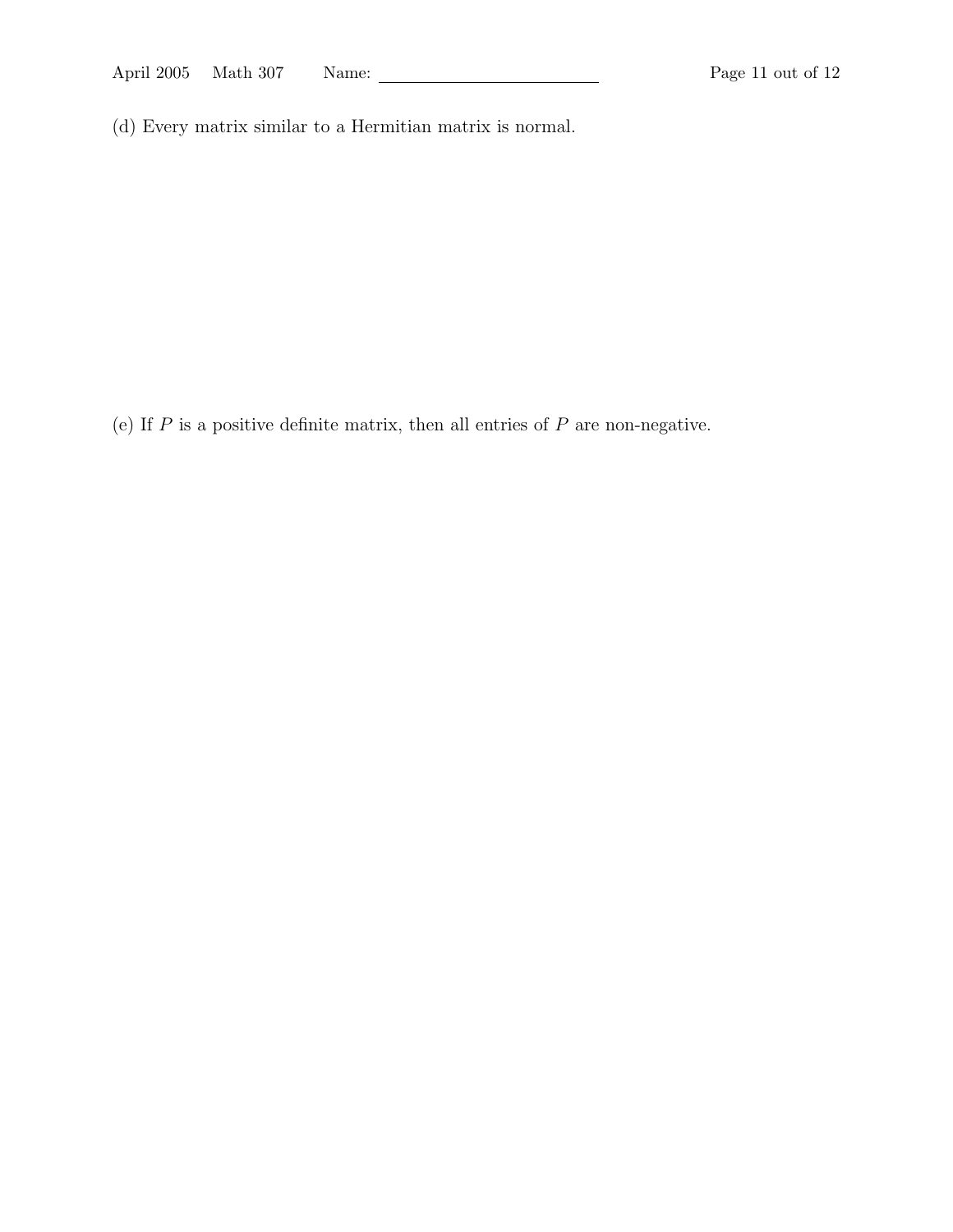(d) Every matrix similar to a Hermitian matrix is normal.

(e) If $P$ is a positive definite matrix, then all entries of $P$ are non-negative.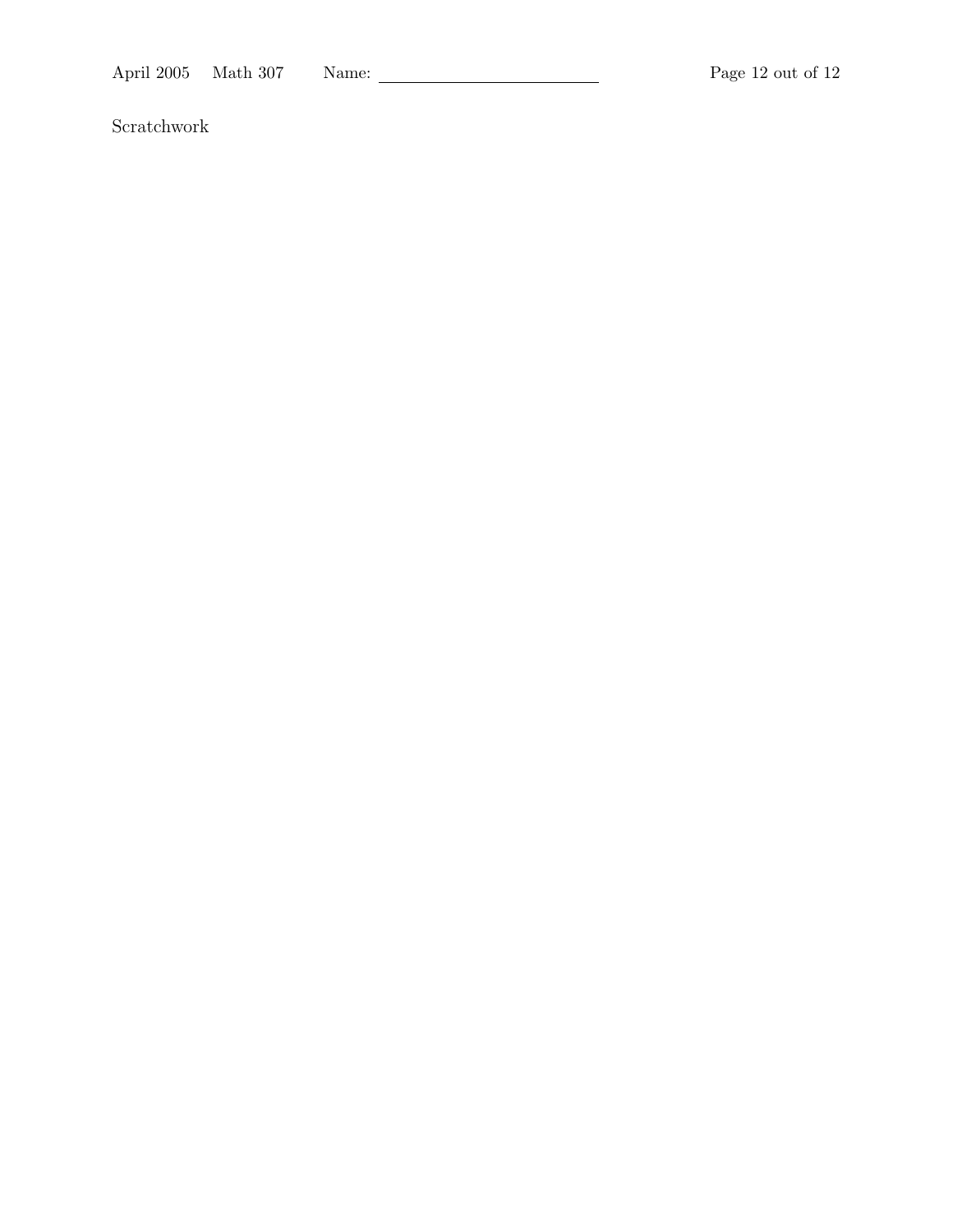Scratchwork